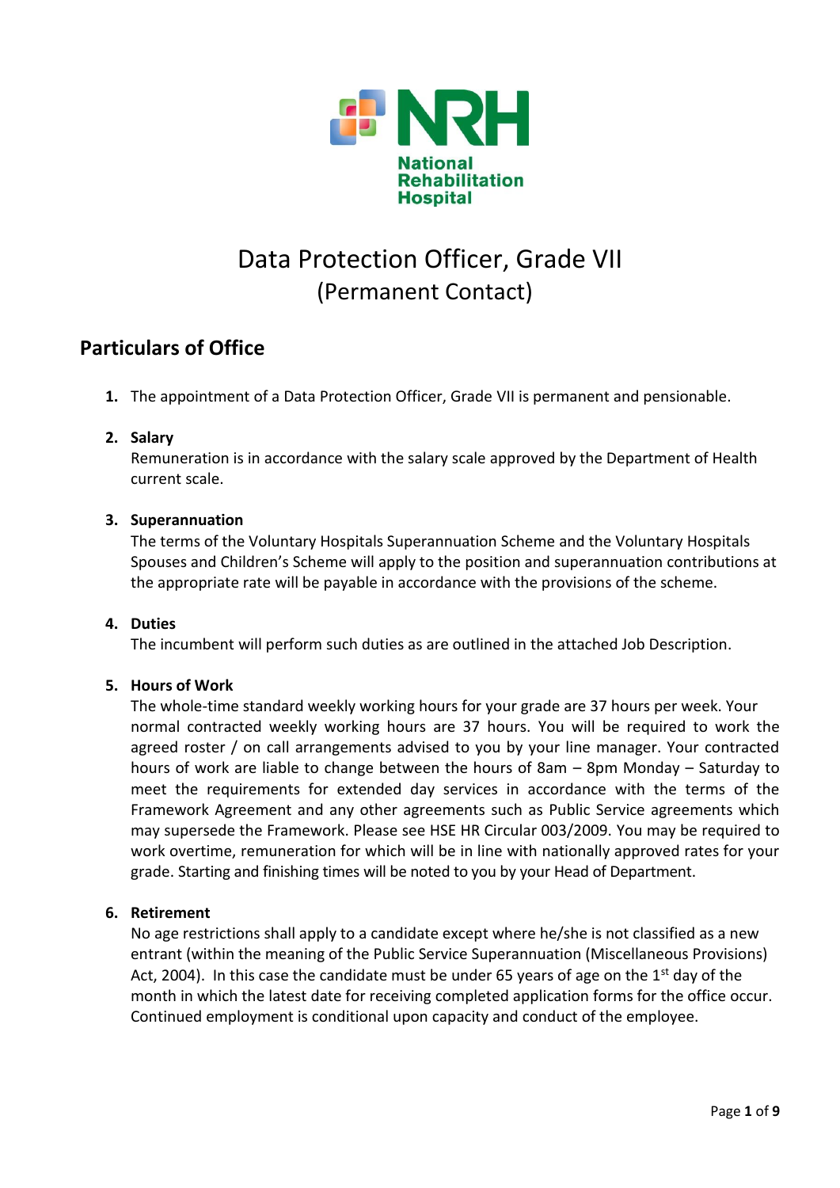National Rehabilitation Hospital

# Data Protection Officer, Grade VII
## (Permanent Contact)

## Particulars of Office

1. The appointment of a Data Protection Officer, Grade VII is permanent and pensionable.

2. **Salary**
   Remuneration is in accordance with the salary scale approved by the Department of Health current scale.

3. **Superannuation**
   The terms of the Voluntary Hospitals Superannuation Scheme and the Voluntary Hospitals Spouses and Children's Scheme will apply to the position and superannuation contributions at the appropriate rate will be payable in accordance with the provisions of the scheme.

4. **Duties**
   The incumbent will perform such duties as are outlined in the attached Job Description.

5. **Hours of Work**
   The whole-time standard weekly working hours for your grade are 37 hours per week. Your normal contracted weekly working hours are 37 hours. You will be required to work the agreed roster / on call arrangements advised to you by your line manager. Your contracted hours of work are liable to change between the hours of 8am – 8pm Monday – Saturday to meet the requirements for extended day services in accordance with the terms of the Framework Agreement and any other agreements such as Public Service agreements which may supersede the Framework. Please see HSE HR Circular 003/2009. You may be required to work overtime, remuneration for which will be in line with nationally approved rates for your grade. Starting and finishing times will be noted to you by your Head of Department.

6. **Retirement**
   No age restrictions shall apply to a candidate except where he/she is not classified as a new entrant (within the meaning of the Public Service Superannuation (Miscellaneous Provisions) Act, 2004). In this case the candidate must be under 65 years of age on the 1st day of the month in which the latest date for receiving completed application forms for the office occur. Continued employment is conditional upon capacity and conduct of the employee.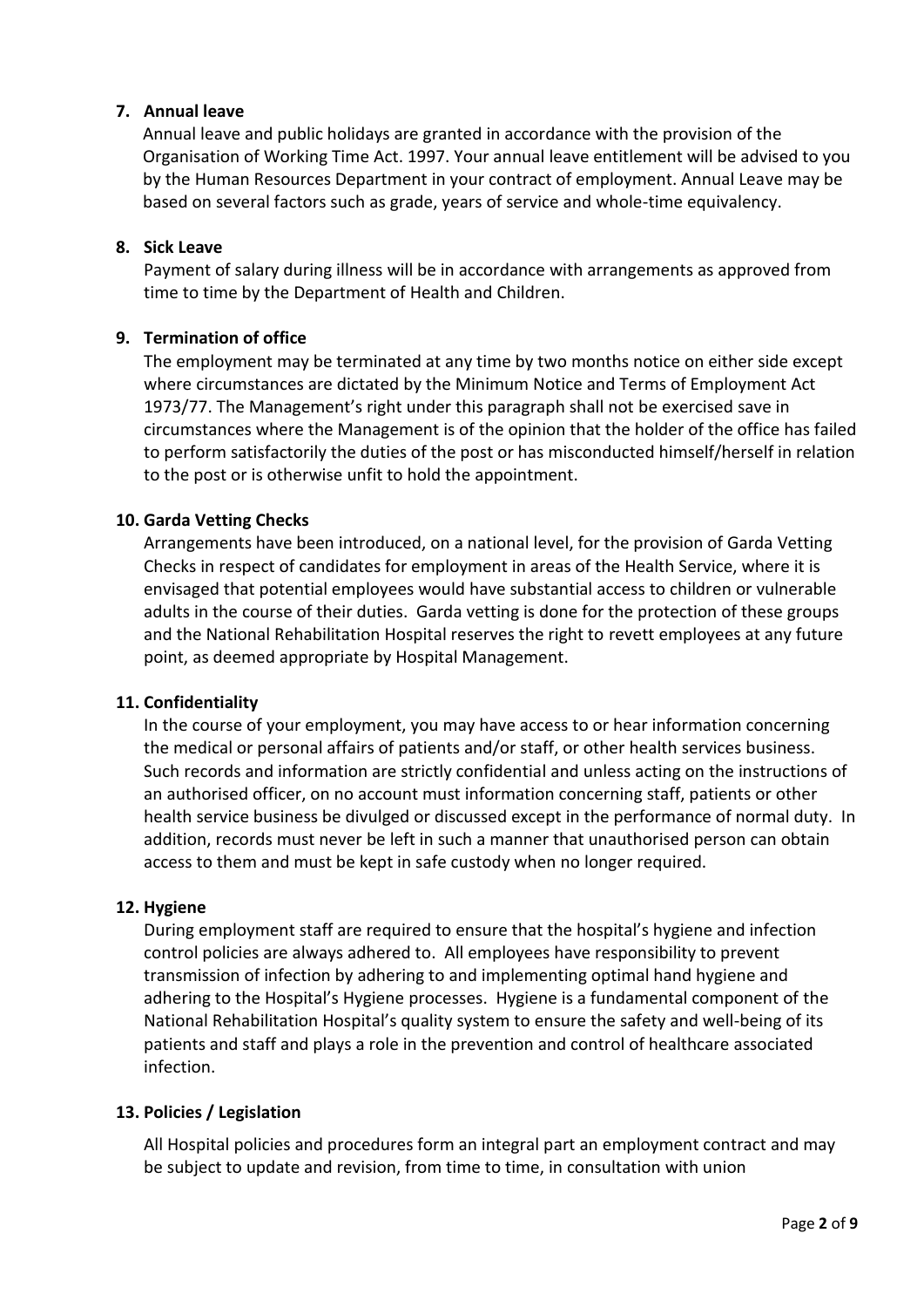**7. Annual leave**

Annual leave and public holidays are granted in accordance with the provision of the Organisation of Working Time Act. 1997. Your annual leave entitlement will be advised to you by the Human Resources Department in your contract of employment. Annual Leave may be based on several factors such as grade, years of service and whole-time equivalency.

**8. Sick Leave**

Payment of salary during illness will be in accordance with arrangements as approved from time to time by the Department of Health and Children.

**9. Termination of office**

The employment may be terminated at any time by two months notice on either side except where circumstances are dictated by the Minimum Notice and Terms of Employment Act 1973/77. The Management's right under this paragraph shall not be exercised save in circumstances where the Management is of the opinion that the holder of the office has failed to perform satisfactorily the duties of the post or has misconducted himself/herself in relation to the post or is otherwise unfit to hold the appointment.

**10. Garda Vetting Checks**

Arrangements have been introduced, on a national level, for the provision of Garda Vetting Checks in respect of candidates for employment in areas of the Health Service, where it is envisaged that potential employees would have substantial access to children or vulnerable adults in the course of their duties. Garda vetting is done for the protection of these groups and the National Rehabilitation Hospital reserves the right to revett employees at any future point, as deemed appropriate by Hospital Management.

**11. Confidentiality**

In the course of your employment, you may have access to or hear information concerning the medical or personal affairs of patients and/or staff, or other health services business. Such records and information are strictly confidential and unless acting on the instructions of an authorised officer, on no account must information concerning staff, patients or other health service business be divulged or discussed except in the performance of normal duty. In addition, records must never be left in such a manner that unauthorised person can obtain access to them and must be kept in safe custody when no longer required.

**12. Hygiene**

During employment staff are required to ensure that the hospital's hygiene and infection control policies are always adhered to. All employees have responsibility to prevent transmission of infection by adhering to and implementing optimal hand hygiene and adhering to the Hospital's Hygiene processes. Hygiene is a fundamental component of the National Rehabilitation Hospital's quality system to ensure the safety and well-being of its patients and staff and plays a role in the prevention and control of healthcare associated infection.

**13. Policies / Legislation**

All Hospital policies and procedures form an integral part an employment contract and may be subject to update and revision, from time to time, in consultation with union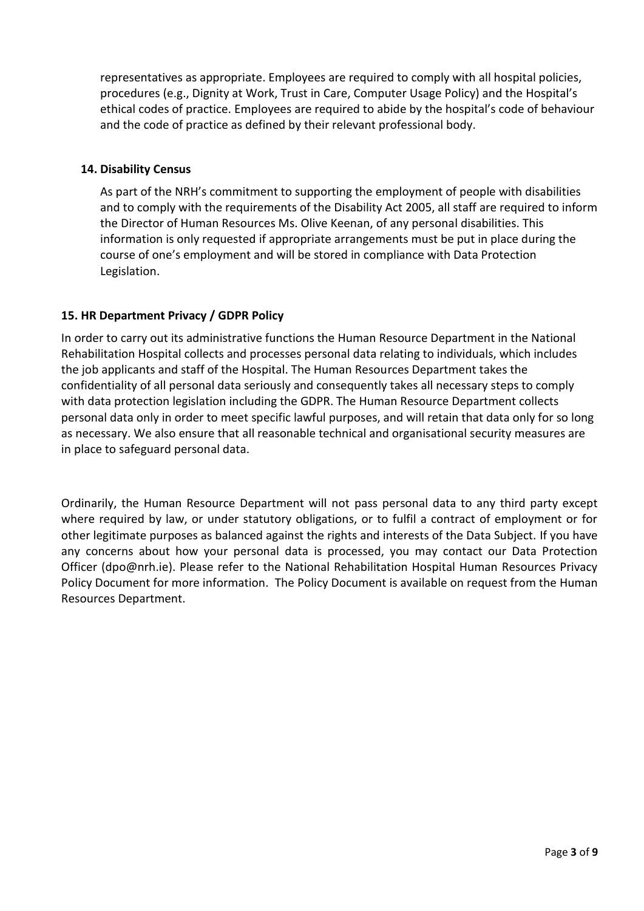representatives as appropriate. Employees are required to comply with all hospital policies, procedures (e.g., Dignity at Work, Trust in Care, Computer Usage Policy) and the Hospital's ethical codes of practice. Employees are required to abide by the hospital's code of behaviour and the code of practice as defined by their relevant professional body.

### 14. Disability Census

As part of the NRH's commitment to supporting the employment of people with disabilities and to comply with the requirements of the Disability Act 2005, all staff are required to inform the Director of Human Resources Ms. Olive Keenan, of any personal disabilities. This information is only requested if appropriate arrangements must be put in place during the course of one's employment and will be stored in compliance with Data Protection Legislation.

### 15. HR Department Privacy / GDPR Policy

In order to carry out its administrative functions the Human Resource Department in the National Rehabilitation Hospital collects and processes personal data relating to individuals, which includes the job applicants and staff of the Hospital. The Human Resources Department takes the confidentiality of all personal data seriously and consequently takes all necessary steps to comply with data protection legislation including the GDPR. The Human Resource Department collects personal data only in order to meet specific lawful purposes, and will retain that data only for so long as necessary. We also ensure that all reasonable technical and organisational security measures are in place to safeguard personal data.

Ordinarily, the Human Resource Department will not pass personal data to any third party except where required by law, or under statutory obligations, or to fulfil a contract of employment or for other legitimate purposes as balanced against the rights and interests of the Data Subject. If you have any concerns about how your personal data is processed, you may contact our Data Protection Officer (dpo@nrh.ie). Please refer to the National Rehabilitation Hospital Human Resources Privacy Policy Document for more information. The Policy Document is available on request from the Human Resources Department.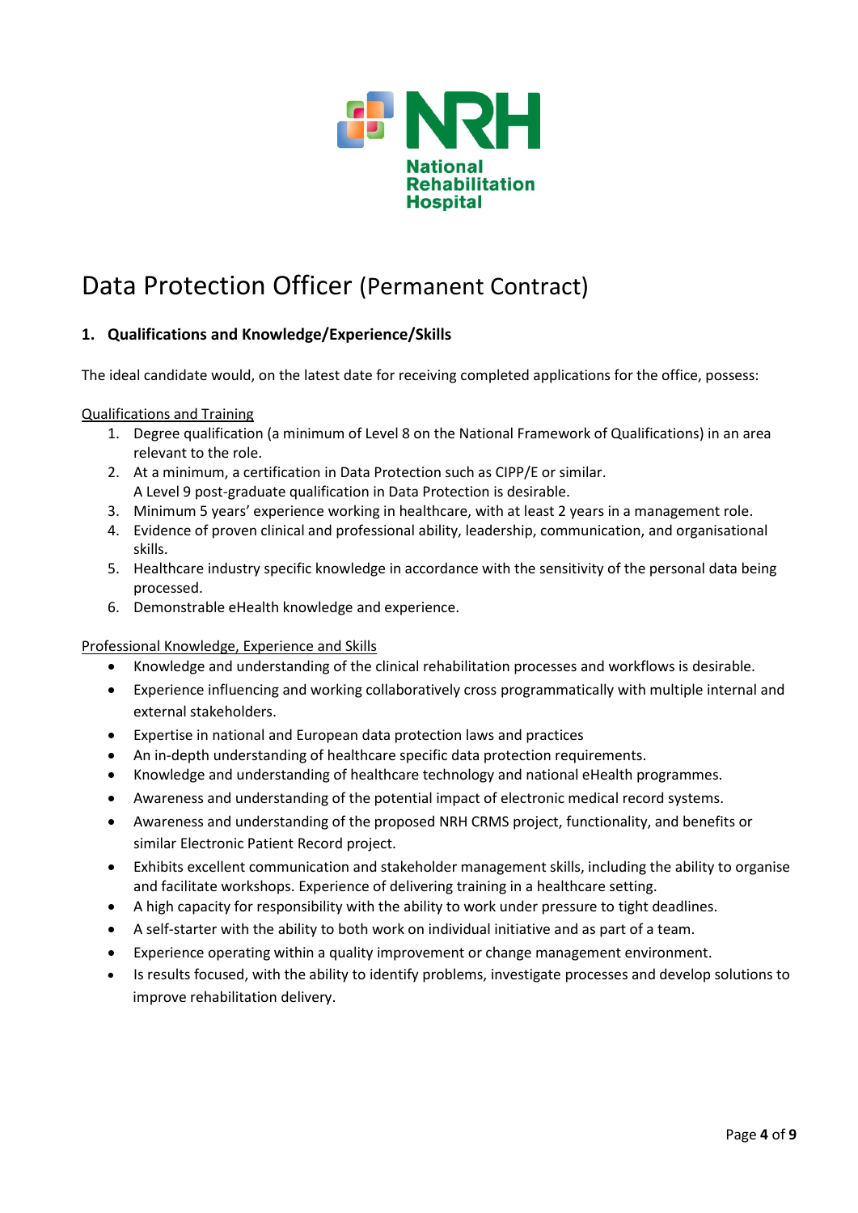# Data Protection Officer (Permanent Contract)

## 1. Qualifications and Knowledge/Experience/Skills

The ideal candidate would, on the latest date for receiving completed applications for the office, possess:

Qualifications and Training

1. Degree qualification (a minimum of Level 8 on the National Framework of Qualifications) in an area relevant to the role.
2. At a minimum, a certification in Data Protection such as CIPP/E or similar.
   A Level 9 post-graduate qualification in Data Protection is desirable.
3. Minimum 5 years' experience working in healthcare, with at least 2 years in a management role.
4. Evidence of proven clinical and professional ability, leadership, communication, and organisational skills.
5. Healthcare industry specific knowledge in accordance with the sensitivity of the personal data being processed.
6. Demonstrable eHealth knowledge and experience.

Professional Knowledge, Experience and Skills

- Knowledge and understanding of the clinical rehabilitation processes and workflows is desirable.
- Experience influencing and working collaboratively cross programmatically with multiple internal and external stakeholders.
- Expertise in national and European data protection laws and practices
- An in-depth understanding of healthcare specific data protection requirements.
- Knowledge and understanding of healthcare technology and national eHealth programmes.
- Awareness and understanding of the potential impact of electronic medical record systems.
- Awareness and understanding of the proposed NRH CRMS project, functionality, and benefits or similar Electronic Patient Record project.
- Exhibits excellent communication and stakeholder management skills, including the ability to organise and facilitate workshops. Experience of delivering training in a healthcare setting.
- A high capacity for responsibility with the ability to work under pressure to tight deadlines.
- A self-starter with the ability to both work on individual initiative and as part of a team.
- Experience operating within a quality improvement or change management environment.
- Is results focused, with the ability to identify problems, investigate processes and develop solutions to improve rehabilitation delivery.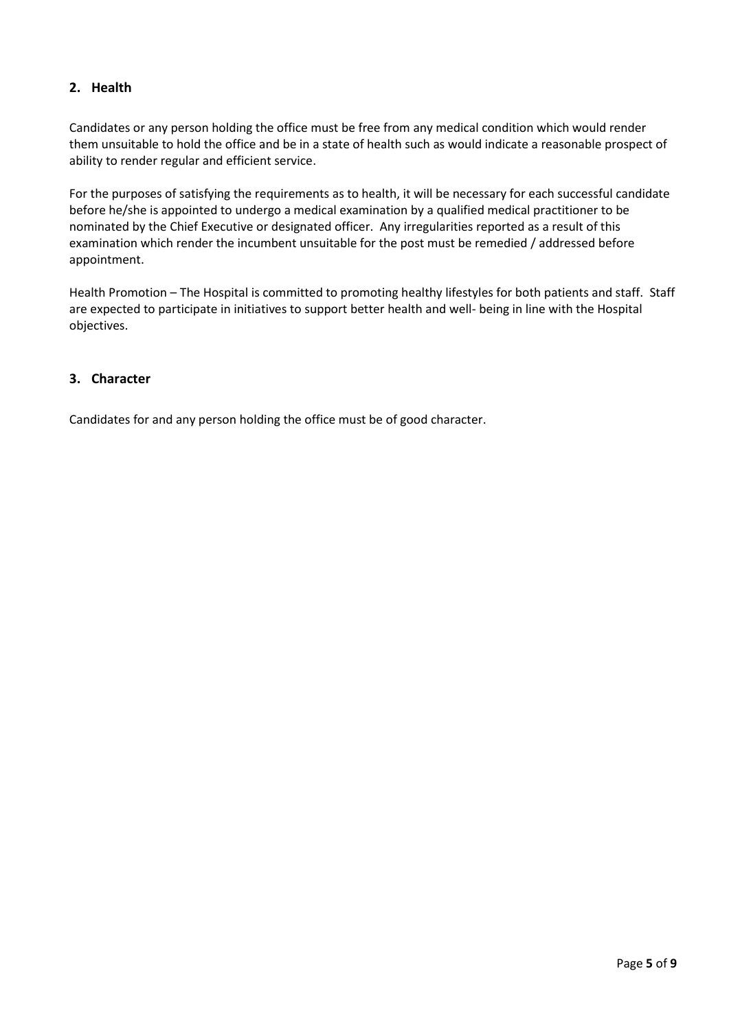## 2. Health

Candidates or any person holding the office must be free from any medical condition which would render them unsuitable to hold the office and be in a state of health such as would indicate a reasonable prospect of ability to render regular and efficient service.

For the purposes of satisfying the requirements as to health, it will be necessary for each successful candidate before he/she is appointed to undergo a medical examination by a qualified medical practitioner to be nominated by the Chief Executive or designated officer. Any irregularities reported as a result of this examination which render the incumbent unsuitable for the post must be remedied / addressed before appointment.

Health Promotion – The Hospital is committed to promoting healthy lifestyles for both patients and staff. Staff are expected to participate in initiatives to support better health and well- being in line with the Hospital objectives.

## 3. Character

Candidates for and any person holding the office must be of good character.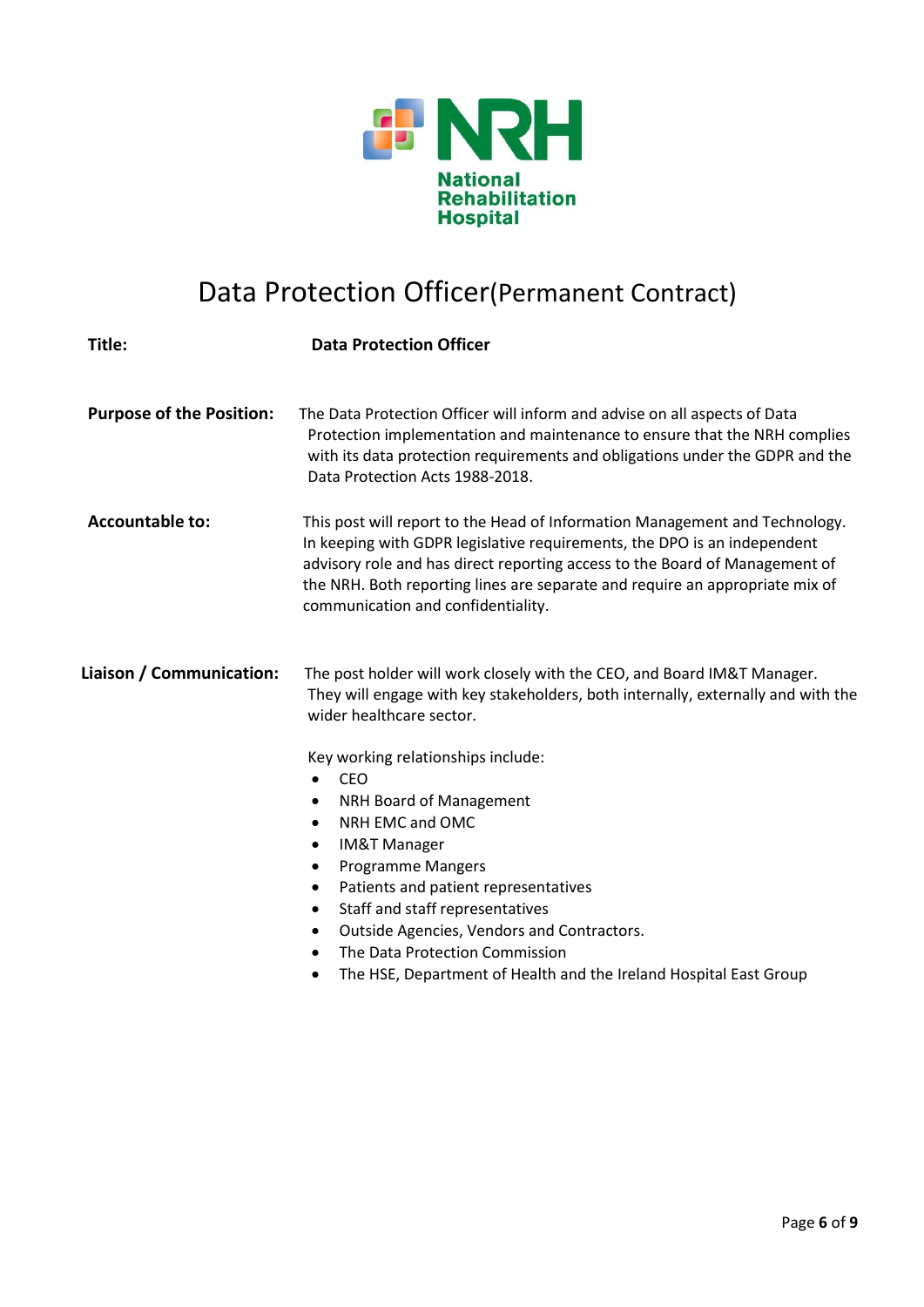National Rehabilitation Hospital

# Data Protection Officer (Permanent Contract)

**Title:** **Data Protection Officer**

**Purpose of the Position:** The Data Protection Officer will inform and advise on all aspects of Data Protection implementation and maintenance to ensure that the NRH complies with its data protection requirements and obligations under the GDPR and the Data Protection Acts 1988-2018.

**Accountable to:** This post will report to the Head of Information Management and Technology. In keeping with GDPR legislative requirements, the DPO is an independent advisory role and has direct reporting access to the Board of Management of the NRH. Both reporting lines are separate and require an appropriate mix of communication and confidentiality.

**Liaison / Communication:** The post holder will work closely with the CEO, and Board IM&T Manager. They will engage with key stakeholders, both internally, externally and with the wider healthcare sector.

Key working relationships include:

- CEO
- NRH Board of Management
- NRH EMC and OMC
- IM&T Manager
- Programme Mangers
- Patients and patient representatives
- Staff and staff representatives
- Outside Agencies, Vendors and Contractors.
- The Data Protection Commission
- The HSE, Department of Health and the Ireland Hospital East Group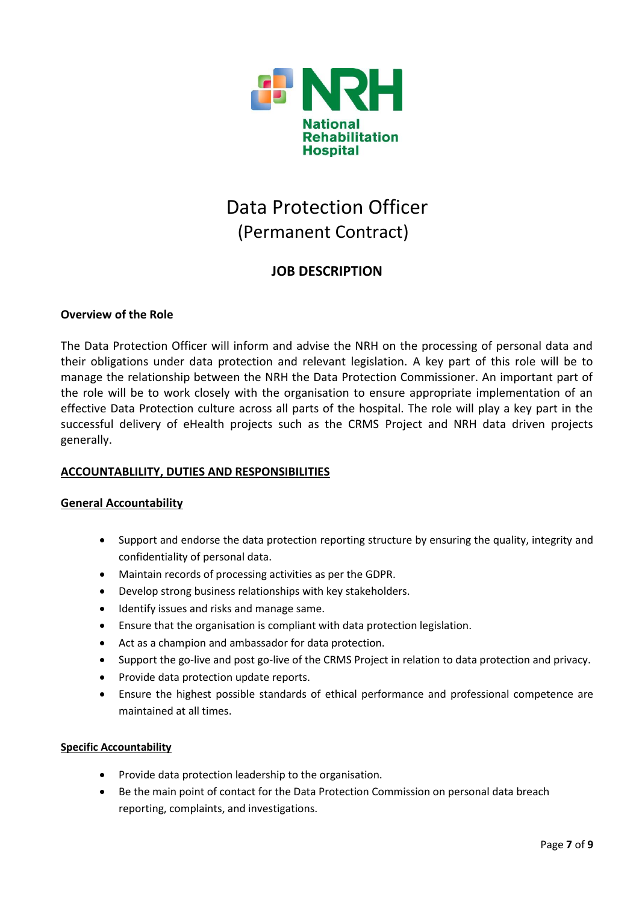**National Rehabilitation Hospital**

# Data Protection Officer
## (Permanent Contract)

### JOB DESCRIPTION

**Overview of the Role**

The Data Protection Officer will inform and advise the NRH on the processing of personal data and their obligations under data protection and relevant legislation. A key part of this role will be to manage the relationship between the NRH the Data Protection Commissioner. An important part of the role will be to work closely with the organisation to ensure appropriate implementation of an effective Data Protection culture across all parts of the hospital. The role will play a key part in the successful delivery of eHealth projects such as the CRMS Project and NRH data driven projects generally.

**ACCOUNTABLILITY, DUTIES AND RESPONSIBILITIES**

**General Accountability**

- Support and endorse the data protection reporting structure by ensuring the quality, integrity and confidentiality of personal data.
- Maintain records of processing activities as per the GDPR.
- Develop strong business relationships with key stakeholders.
- Identify issues and risks and manage same.
- Ensure that the organisation is compliant with data protection legislation.
- Act as a champion and ambassador for data protection.
- Support the go-live and post go-live of the CRMS Project in relation to data protection and privacy.
- Provide data protection update reports.
- Ensure the highest possible standards of ethical performance and professional competence are maintained at all times.

**Specific Accountability**

- Provide data protection leadership to the organisation.
- Be the main point of contact for the Data Protection Commission on personal data breach reporting, complaints, and investigations.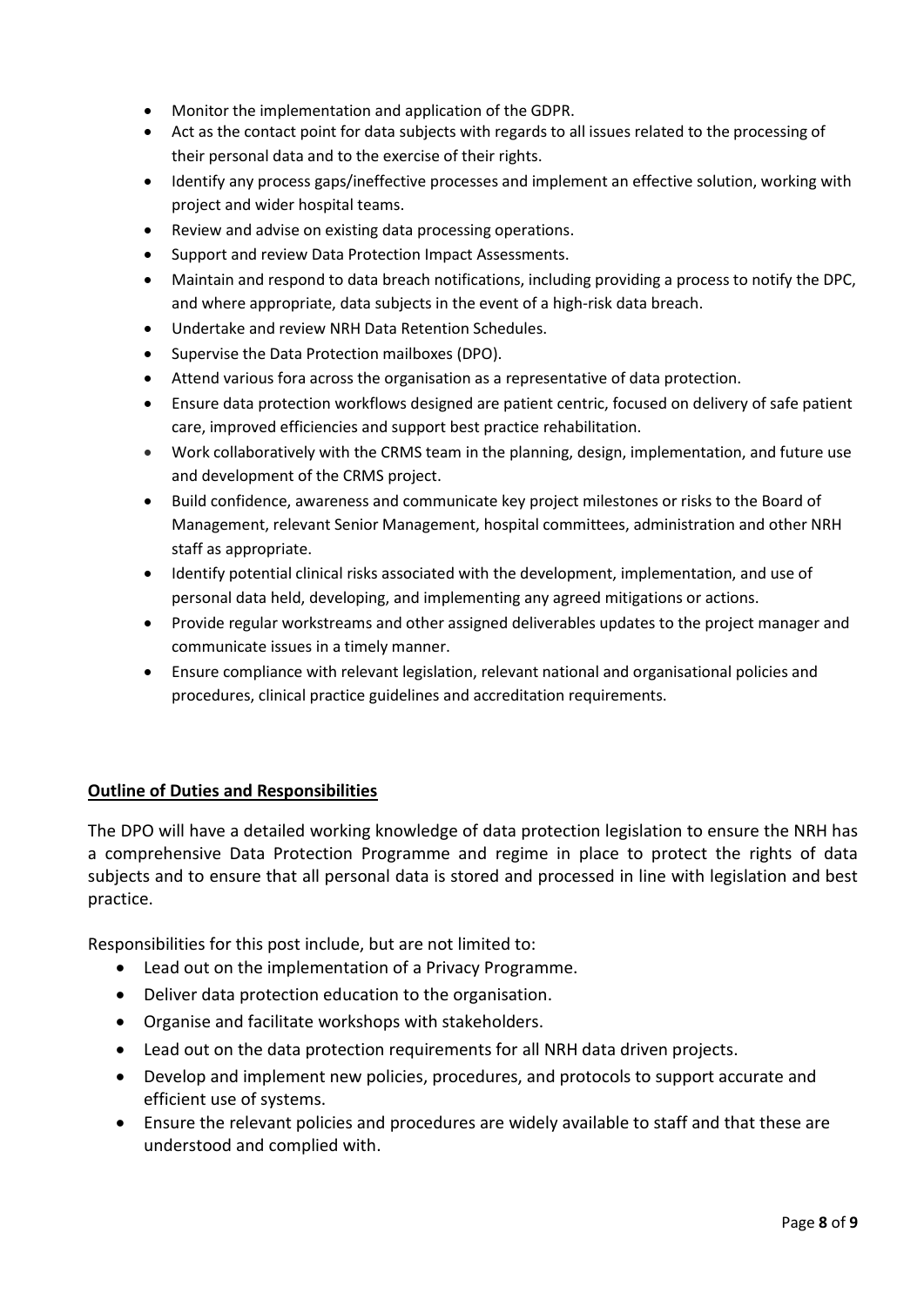- Monitor the implementation and application of the GDPR.
- Act as the contact point for data subjects with regards to all issues related to the processing of their personal data and to the exercise of their rights.
- Identify any process gaps/ineffective processes and implement an effective solution, working with project and wider hospital teams.
- Review and advise on existing data processing operations.
- Support and review Data Protection Impact Assessments.
- Maintain and respond to data breach notifications, including providing a process to notify the DPC, and where appropriate, data subjects in the event of a high-risk data breach.
- Undertake and review NRH Data Retention Schedules.
- Supervise the Data Protection mailboxes (DPO).
- Attend various fora across the organisation as a representative of data protection.
- Ensure data protection workflows designed are patient centric, focused on delivery of safe patient care, improved efficiencies and support best practice rehabilitation.
- Work collaboratively with the CRMS team in the planning, design, implementation, and future use and development of the CRMS project.
- Build confidence, awareness and communicate key project milestones or risks to the Board of Management, relevant Senior Management, hospital committees, administration and other NRH staff as appropriate.
- Identify potential clinical risks associated with the development, implementation, and use of personal data held, developing, and implementing any agreed mitigations or actions.
- Provide regular workstreams and other assigned deliverables updates to the project manager and communicate issues in a timely manner.
- Ensure compliance with relevant legislation, relevant national and organisational policies and procedures, clinical practice guidelines and accreditation requirements.

## Outline of Duties and Responsibilities

The DPO will have a detailed working knowledge of data protection legislation to ensure the NRH has a comprehensive Data Protection Programme and regime in place to protect the rights of data subjects and to ensure that all personal data is stored and processed in line with legislation and best practice.

Responsibilities for this post include, but are not limited to:

- Lead out on the implementation of a Privacy Programme.
- Deliver data protection education to the organisation.
- Organise and facilitate workshops with stakeholders.
- Lead out on the data protection requirements for all NRH data driven projects.
- Develop and implement new policies, procedures, and protocols to support accurate and efficient use of systems.
- Ensure the relevant policies and procedures are widely available to staff and that these are understood and complied with.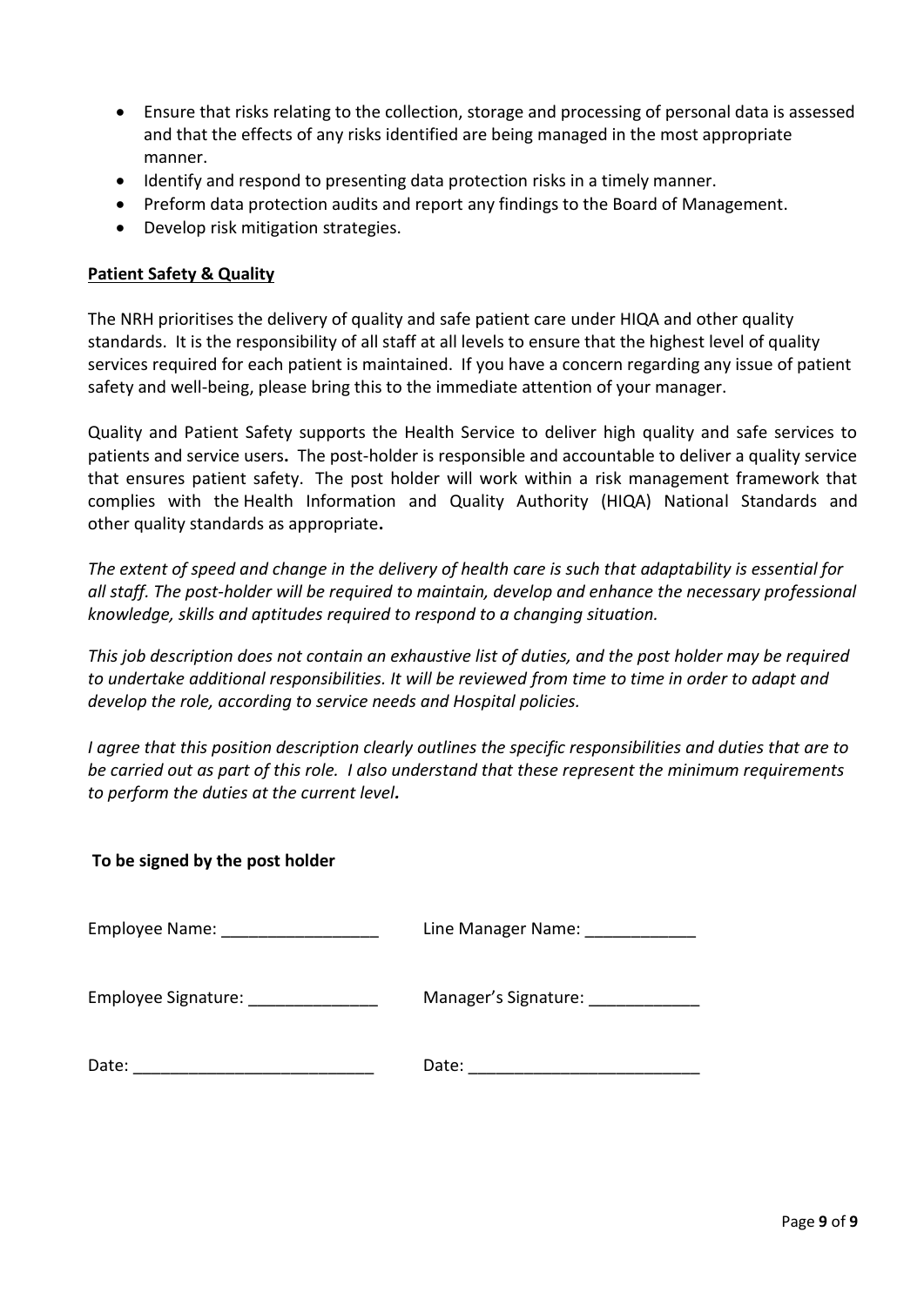- Ensure that risks relating to the collection, storage and processing of personal data is assessed and that the effects of any risks identified are being managed in the most appropriate manner.
- Identify and respond to presenting data protection risks in a timely manner.
- Preform data protection audits and report any findings to the Board of Management.
- Develop risk mitigation strategies.

**Patient Safety & Quality**

The NRH prioritises the delivery of quality and safe patient care under HIQA and other quality standards. It is the responsibility of all staff at all levels to ensure that the highest level of quality services required for each patient is maintained. If you have a concern regarding any issue of patient safety and well-being, please bring this to the immediate attention of your manager.

Quality and Patient Safety supports the Health Service to deliver high quality and safe services to patients and service users**.** The post-holder is responsible and accountable to deliver a quality service that ensures patient safety. The post holder will work within a risk management framework that complies with the Health Information and Quality Authority (HIQA) National Standards and other quality standards as appropriate**.**

*The extent of speed and change in the delivery of health care is such that adaptability is essential for all staff. The post-holder will be required to maintain, develop and enhance the necessary professional knowledge, skills and aptitudes required to respond to a changing situation.*

*This job description does not contain an exhaustive list of duties, and the post holder may be required to undertake additional responsibilities. It will be reviewed from time to time in order to adapt and develop the role, according to service needs and Hospital policies.*

*I agree that this position description clearly outlines the specific responsibilities and duties that are to be carried out as part of this role. I also understand that these represent the minimum requirements to perform the duties at the current level.*

**To be signed by the post holder**

Employee Name: _________________ Line Manager Name: ____________

Employee Signature: ______________ Manager's Signature: ____________

Date: __________________________ Date: _________________________